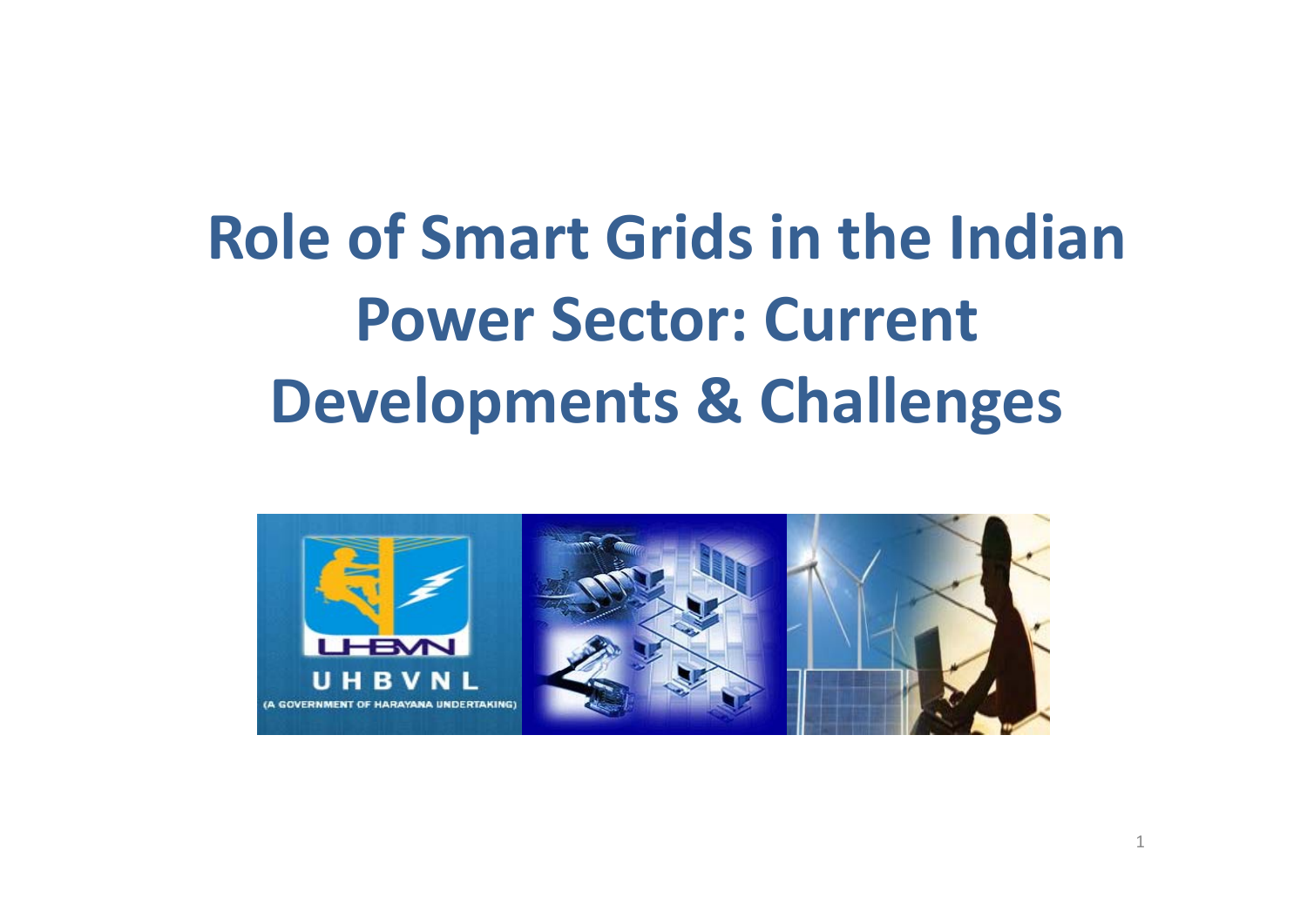# Role of Smart Grids in the Indian Power Sector: Current Developments & Challenges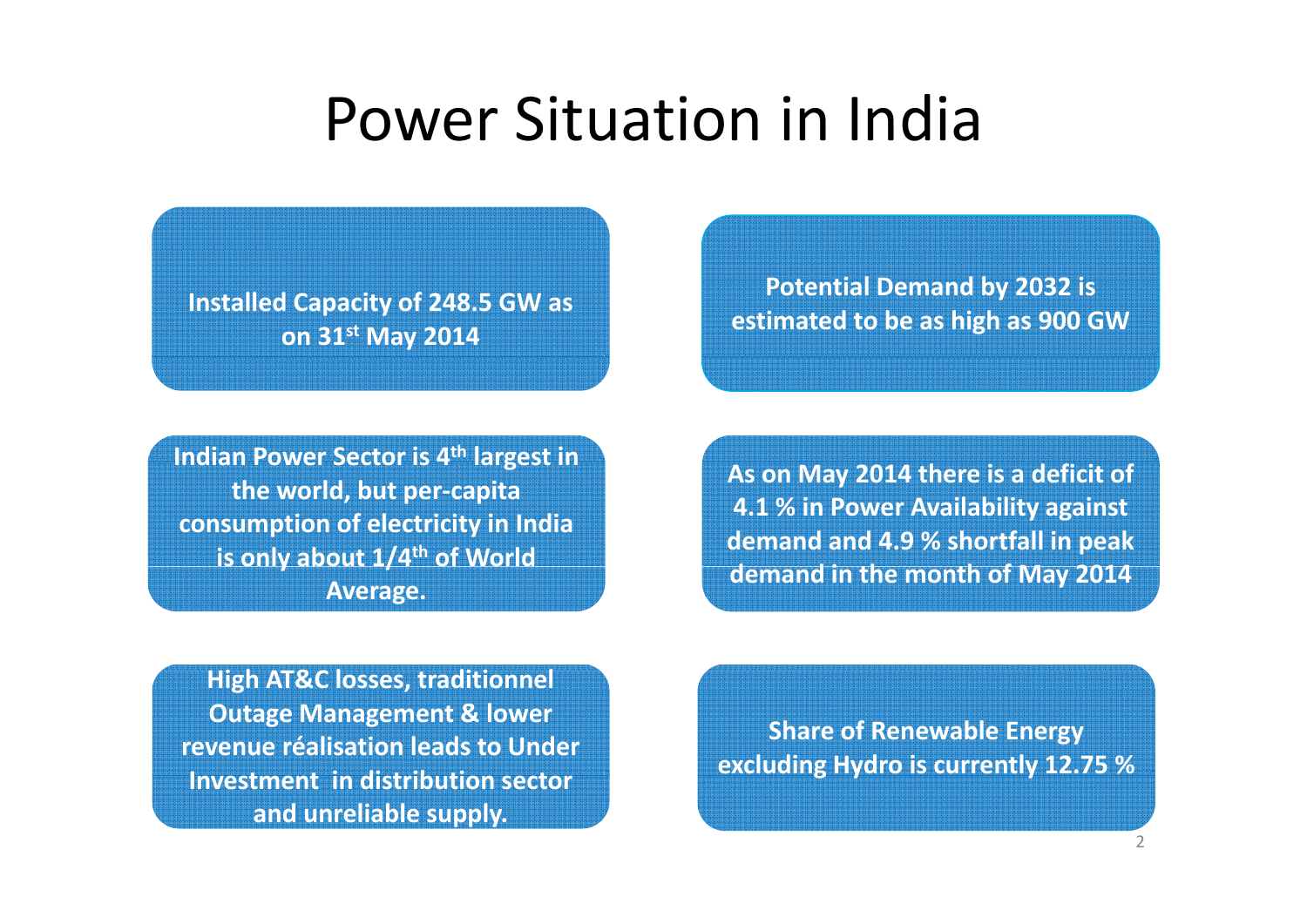# Power Situation in India

Installed Capacity of 248.5 GW as on 31st May 2014

Potential Demand by 2032 is estimated to be as high as 900 GW

Indian Power Sector is 4th largest in the world, but per-capita consumption of electricity in India is only about 1/4th of World Average.

As on May 2014 there is a deficit of 4.1 % in Power Availability against demand and 4.9 % shortfall in peak demand in the month of May 2014

High AT&C losses, traditionnel Outage Management & lower revenue réalisation leads to Under Investment in distribution sector and unreliable supply.

Share of Renewable Energy excluding Hydro is currently 12.75 %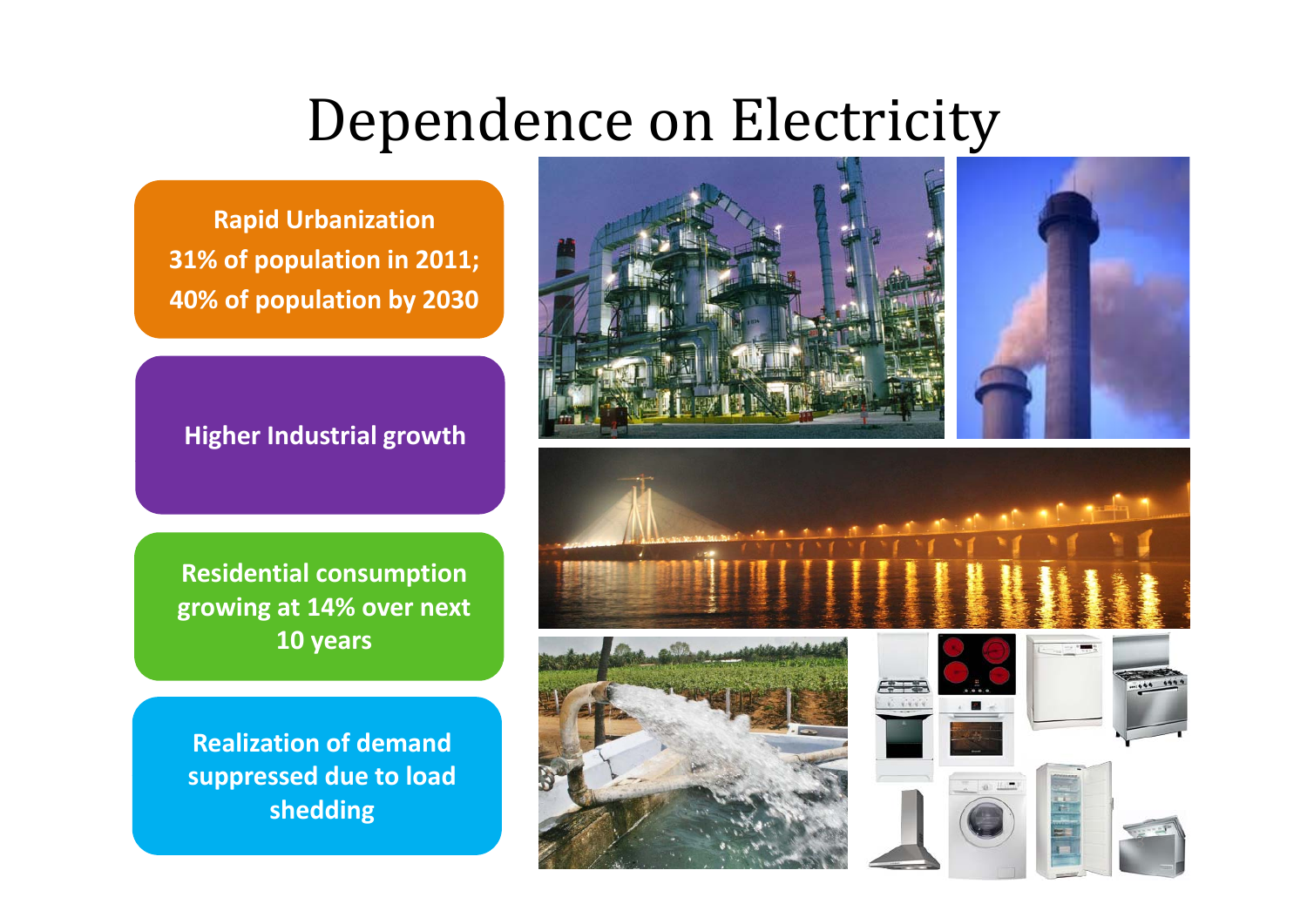# Dependence on Electricity

**Rapid Urbanization**
**31% of population in 2011;**
**40% of population by 2030**

**Higher Industrial growth**

**Residential consumption growing at 14% over next 10 years**

**Realization of demand suppressed due to load shedding**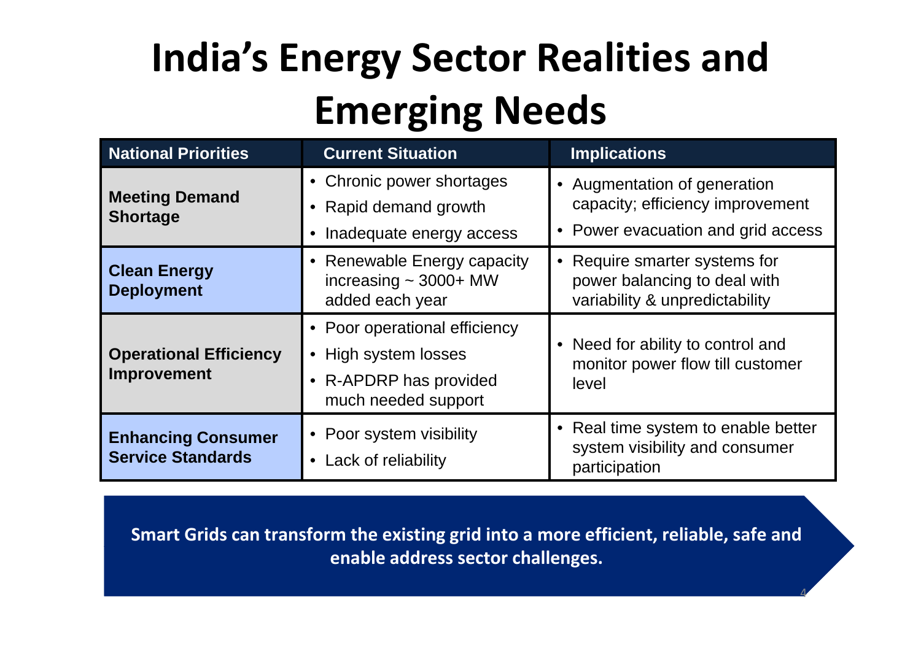# India's Energy Sector Realities and Emerging Needs

| National Priorities | Current Situation | Implications |
| --- | --- | --- |
| **Meeting Demand Shortage** | • Chronic power shortages<br>• Rapid demand growth<br>• Inadequate energy access | • Augmentation of generation capacity; efficiency improvement<br>• Power evacuation and grid access |
| **Clean Energy Deployment** | • Renewable Energy capacity increasing ~ 3000+ MW added each year | • Require smarter systems for power balancing to deal with variability & unpredictability |
| **Operational Efficiency Improvement** | • Poor operational efficiency<br>• High system losses<br>• R-APDRP has provided much needed support | • Need for ability to control and monitor power flow till customer level |
| **Enhancing Consumer Service Standards** | • Poor system visibility<br>• Lack of reliability | • Real time system to enable better system visibility and consumer participation |

**Smart Grids can transform the existing grid into a more efficient, reliable, safe and enable address sector challenges.**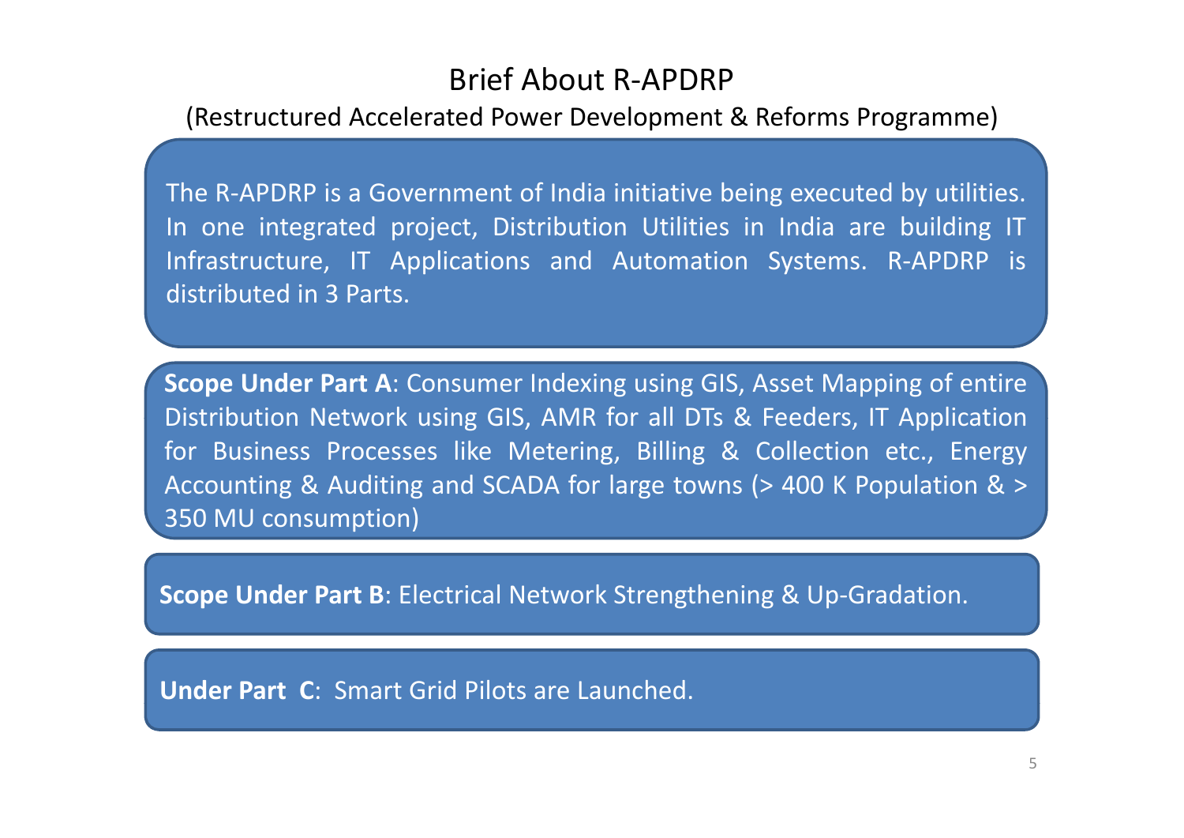# Brief About R-APDRP

(Restructured Accelerated Power Development & Reforms Programme)

The R-APDRP is a Government of India initiative being executed by utilities. In one integrated project, Distribution Utilities in India are building IT Infrastructure, IT Applications and Automation Systems. R-APDRP is distributed in 3 Parts.

**Scope Under Part A**: Consumer Indexing using GIS, Asset Mapping of entire Distribution Network using GIS, AMR for all DTs & Feeders, IT Application for Business Processes like Metering, Billing & Collection etc., Energy Accounting & Auditing and SCADA for large towns (> 400 K Population & > 350 MU consumption)

**Scope Under Part B**: Electrical Network Strengthening & Up-Gradation.

**Under Part C**: Smart Grid Pilots are Launched.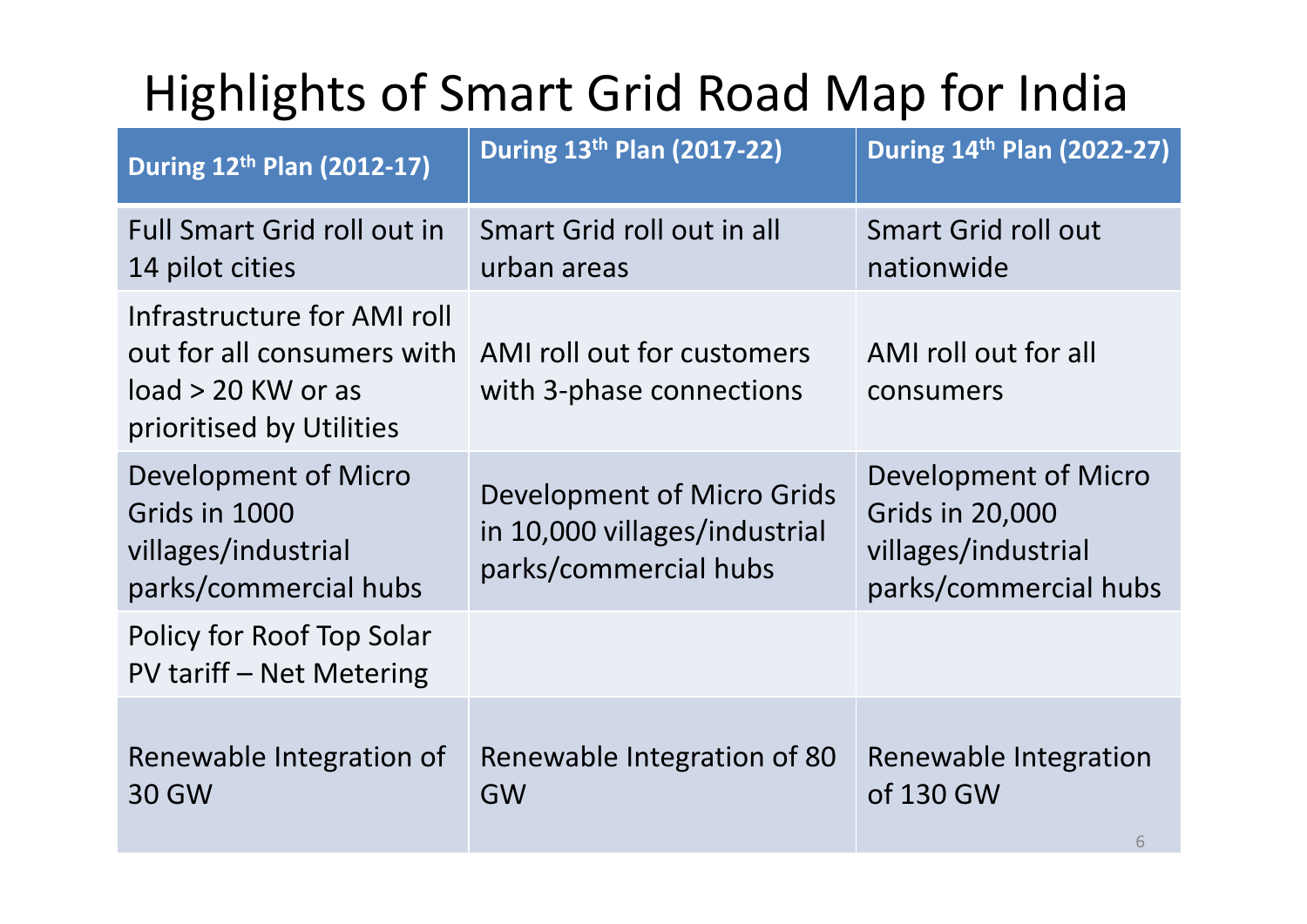# Highlights of Smart Grid Road Map for India

| During 12th Plan (2012-17) | During 13th Plan (2017-22) | During 14th Plan (2022-27) |
|---|---|---|
| Full Smart Grid roll out in 14 pilot cities | Smart Grid roll out in all urban areas | Smart Grid roll out nationwide |
| Infrastructure for AMI roll out for all consumers with load > 20 KW or as prioritised by Utilities | AMI roll out for customers with 3-phase connections | AMI roll out for all consumers |
| Development of Micro Grids in 1000 villages/industrial parks/commercial hubs | Development of Micro Grids in 10,000 villages/industrial parks/commercial hubs | Development of Micro Grids in 20,000 villages/industrial parks/commercial hubs |
| Policy for Roof Top Solar PV tariff – Net Metering | | |
| Renewable Integration of 30 GW | Renewable Integration of 80 GW | Renewable Integration of 130 GW |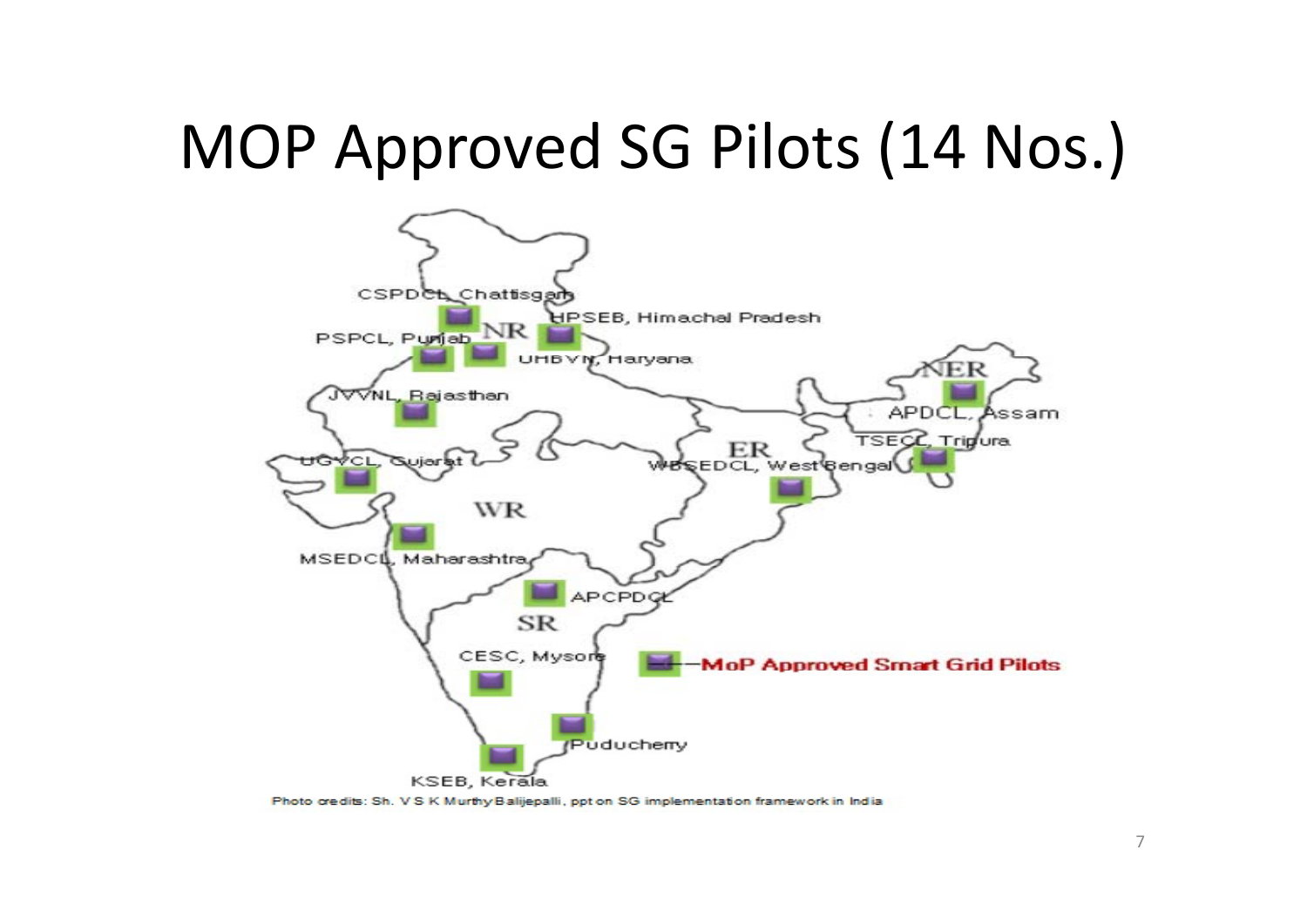# MOP Approved SG Pilots (14 Nos.)

CSPDCL, Chattisgarh

HPSEB, Himachal Pradesh

PSPCL, Punjab

NR

UHBVN, Haryana

JVVNL, Rajasthan

NER

APDCL, Assam

TSECL, Tripura

UGVCL, Gujarat

ER

WBSEDCL, West Bengal

WR

MSEDCL, Maharashtra

APCPDCL

SR

CESC, Mysore

MoP Approved Smart Grid Pilots

Puducherry

KSEB, Kerala

Photo credits: Sh. V S K Murthy Balijepalli, ppt on SG implementation framework in India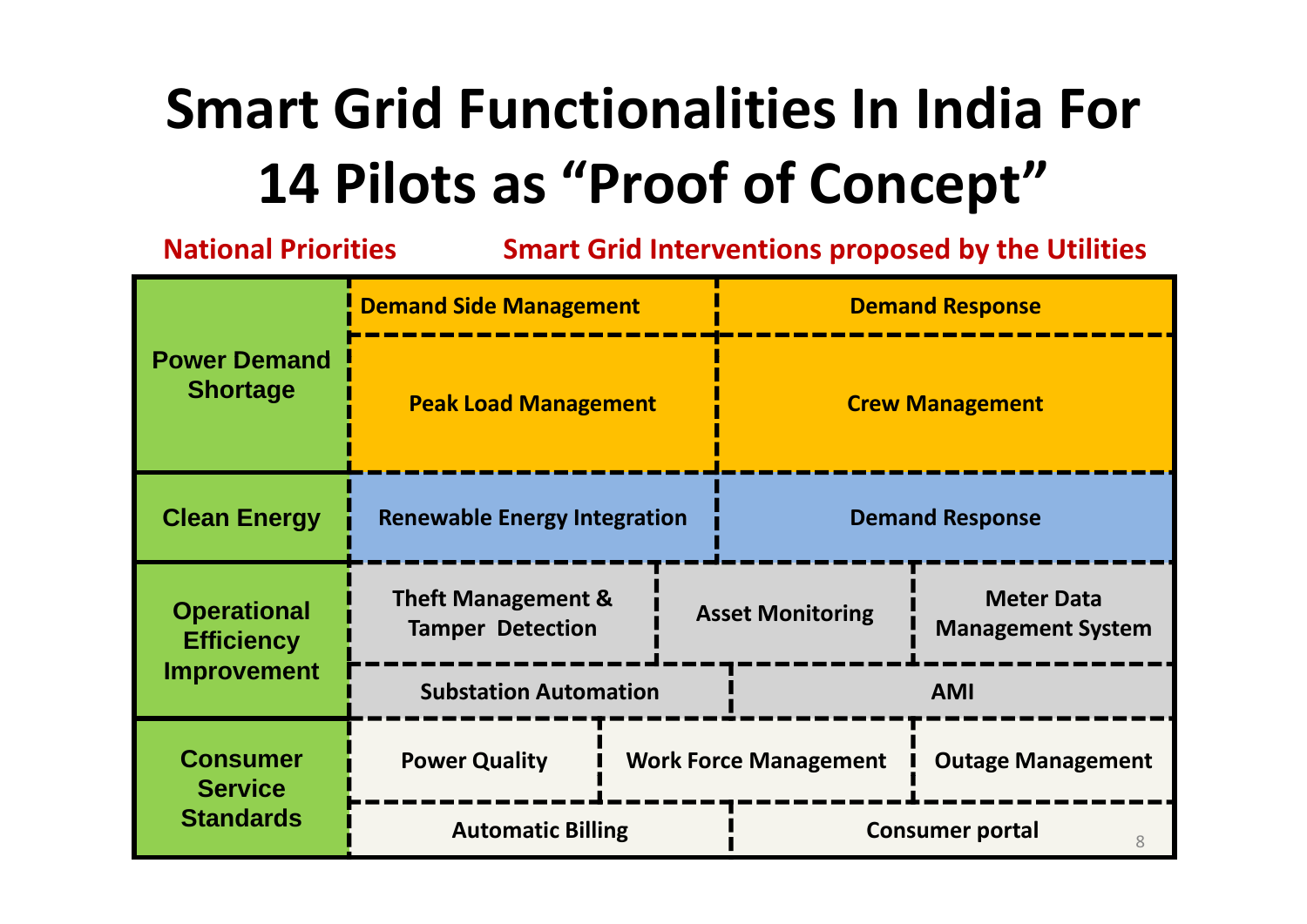# Smart Grid Functionalities In India For 14 Pilots as "Proof of Concept"

| National Priorities | Smart Grid Interventions proposed by the Utilities | | |
|---|---|---|---|
| Power Demand Shortage | Demand Side Management | Demand Response | |
| | Peak Load Management | Crew Management | |
| Clean Energy | Renewable Energy Integration | Demand Response | |
| Operational Efficiency Improvement | Theft Management & Tamper Detection | Asset Monitoring | Meter Data Management System |
| | Substation Automation | AMI | |
| Consumer Service Standards | Power Quality | Work Force Management | Outage Management |
| | Automatic Billing | Consumer portal | |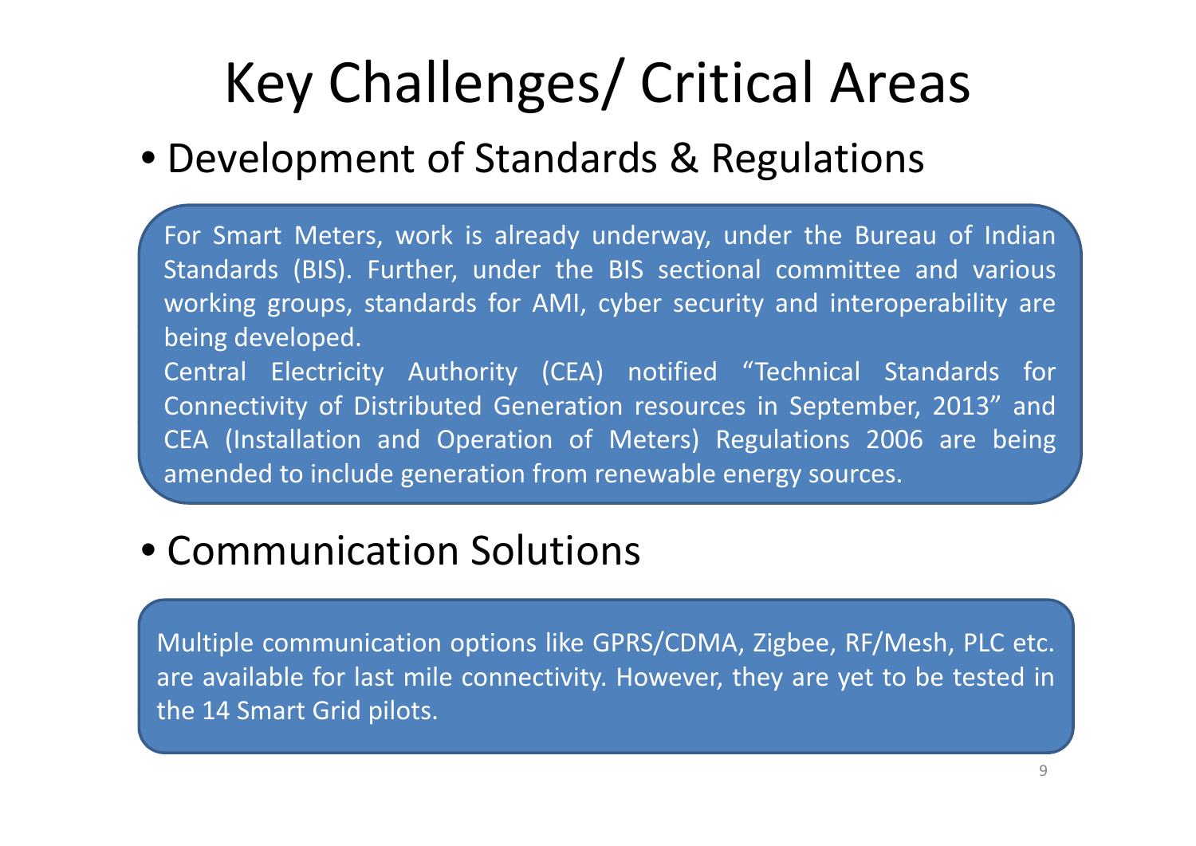# Key Challenges/ Critical Areas

- Development of Standards & Regulations

For Smart Meters, work is already underway, under the Bureau of Indian Standards (BIS). Further, under the BIS sectional committee and various working groups, standards for AMI, cyber security and interoperability are being developed.
Central Electricity Authority (CEA) notified "Technical Standards for Connectivity of Distributed Generation resources in September, 2013" and CEA (Installation and Operation of Meters) Regulations 2006 are being amended to include generation from renewable energy sources.

- Communication Solutions

Multiple communication options like GPRS/CDMA, Zigbee, RF/Mesh, PLC etc. are available for last mile connectivity. However, they are yet to be tested in the 14 Smart Grid pilots.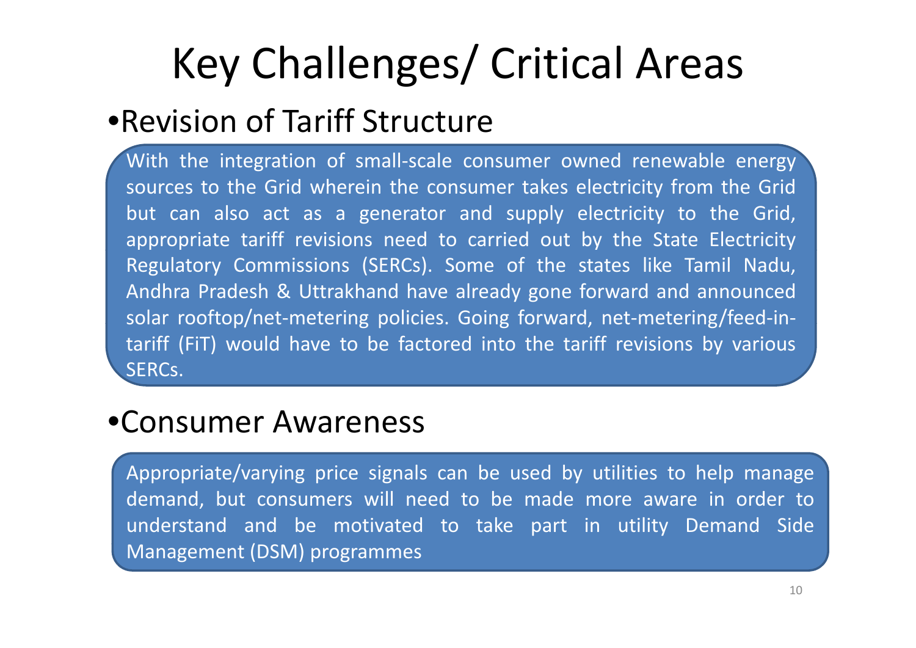# Key Challenges/ Critical Areas

- Revision of Tariff Structure

With the integration of small-scale consumer owned renewable energy sources to the Grid wherein the consumer takes electricity from the Grid but can also act as a generator and supply electricity to the Grid, appropriate tariff revisions need to carried out by the State Electricity Regulatory Commissions (SERCs). Some of the states like Tamil Nadu, Andhra Pradesh & Uttrakhand have already gone forward and announced solar rooftop/net-metering policies. Going forward, net-metering/feed-in-tariff (FiT) would have to be factored into the tariff revisions by various SERCs.

- Consumer Awareness

Appropriate/varying price signals can be used by utilities to help manage demand, but consumers will need to be made more aware in order to understand and be motivated to take part in utility Demand Side Management (DSM) programmes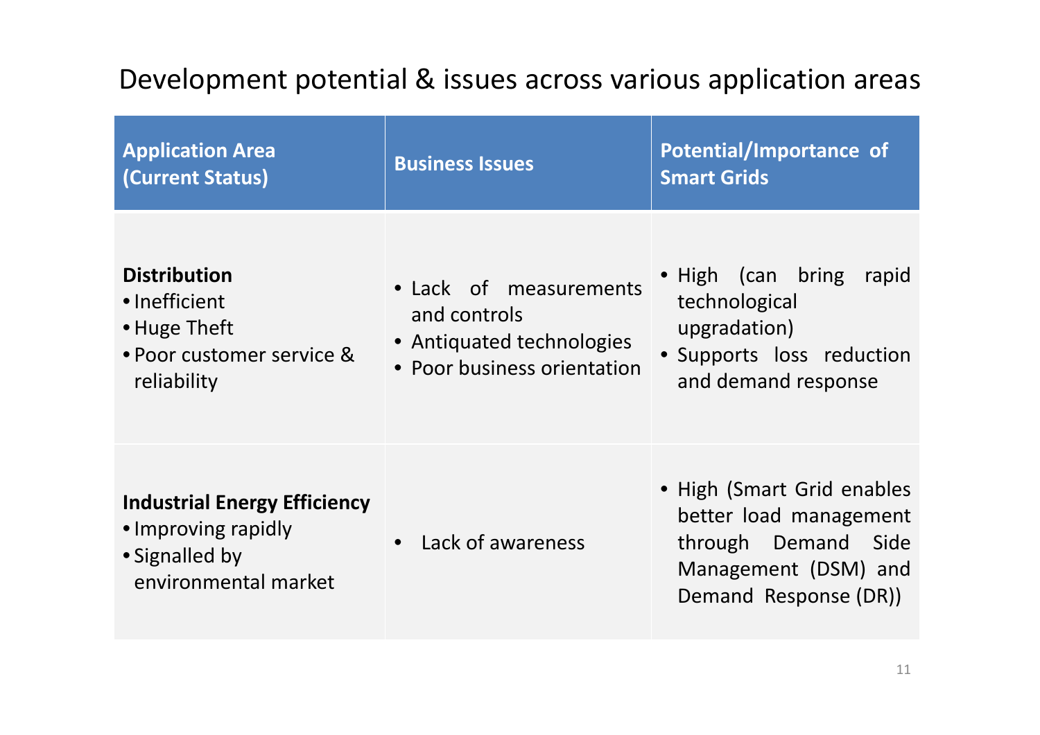# Development potential & issues across various application areas

| Application Area (Current Status) | Business Issues | Potential/Importance of Smart Grids |
|---|---|---|
| **Distribution**<br>• Inefficient<br>• Huge Theft<br>• Poor customer service & reliability | • Lack of measurements and controls<br>• Antiquated technologies<br>• Poor business orientation | • High (can bring rapid technological upgradation)<br>• Supports loss reduction and demand response |
| **Industrial Energy Efficiency**<br>• Improving rapidly<br>• Signalled by environmental market | • Lack of awareness | • High (Smart Grid enables better load management through Demand Side Management (DSM) and Demand Response (DR)) |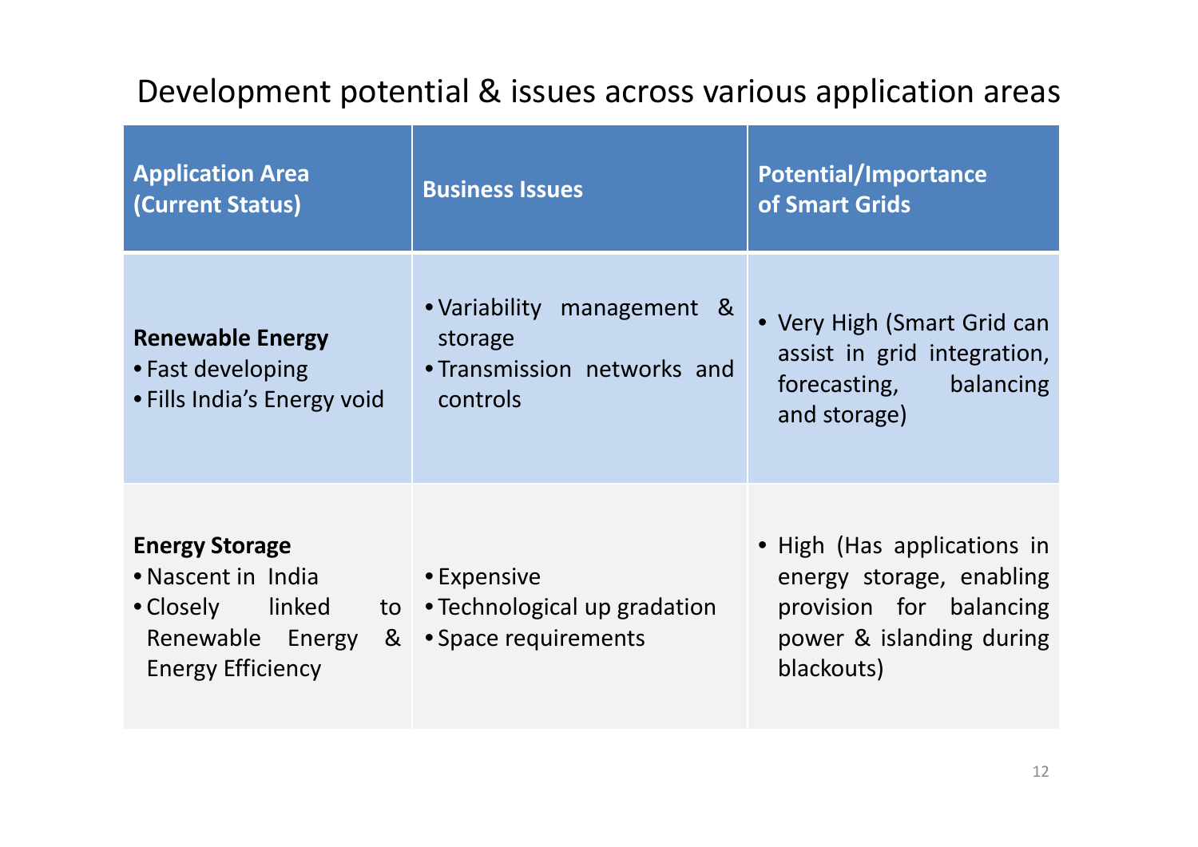# Development potential & issues across various application areas

| Application Area (Current Status) | Business Issues | Potential/Importance of Smart Grids |
|---|---|---|
| **Renewable Energy**<br>• Fast developing<br>• Fills India's Energy void | • Variability management & storage<br>• Transmission networks and controls | • Very High (Smart Grid can assist in grid integration, forecasting, balancing and storage) |
| **Energy Storage**<br>• Nascent in India<br>• Closely linked to Renewable Energy & Energy Efficiency | • Expensive<br>• Technological up gradation<br>• Space requirements | • High (Has applications in energy storage, enabling provision for balancing power & islanding during blackouts) |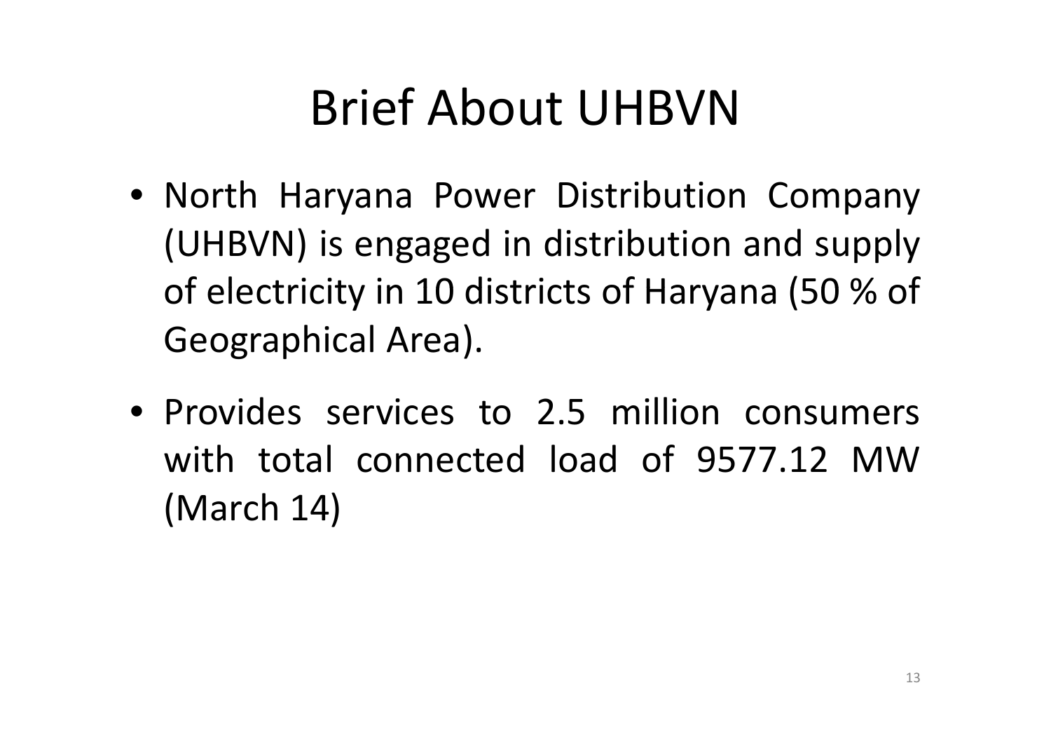# Brief About UHBVN

- North Haryana Power Distribution Company (UHBVN) is engaged in distribution and supply of electricity in 10 districts of Haryana (50 % of Geographical Area).
- Provides services to 2.5 million consumers with total connected load of 9577.12 MW (March 14)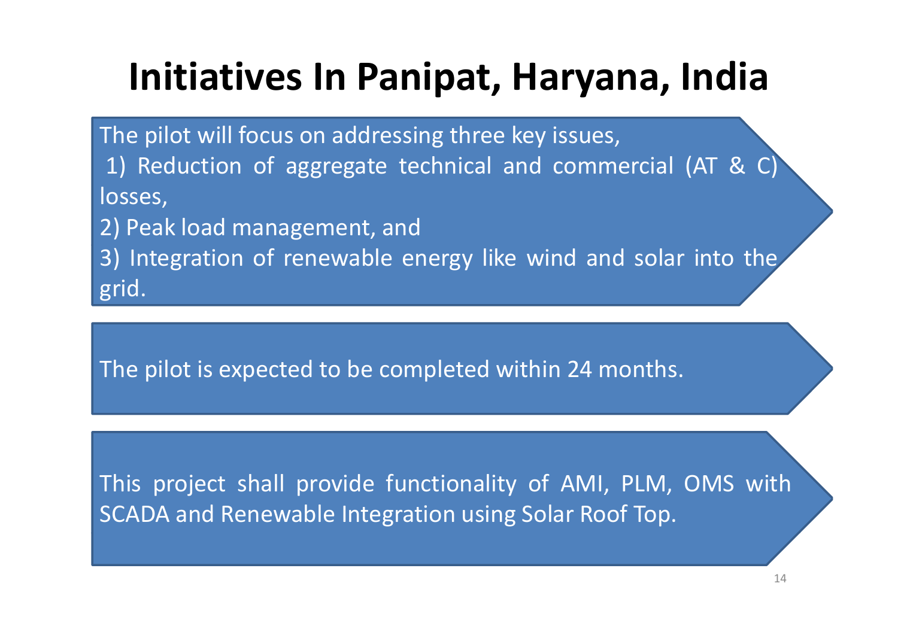# Initiatives In Panipat, Haryana, India

The pilot will focus on addressing three key issues,

1) Reduction of aggregate technical and commercial (AT & C) losses,
2) Peak load management, and
3) Integration of renewable energy like wind and solar into the grid.

The pilot is expected to be completed within 24 months.

This project shall provide functionality of AMI, PLM, OMS with SCADA and Renewable Integration using Solar Roof Top.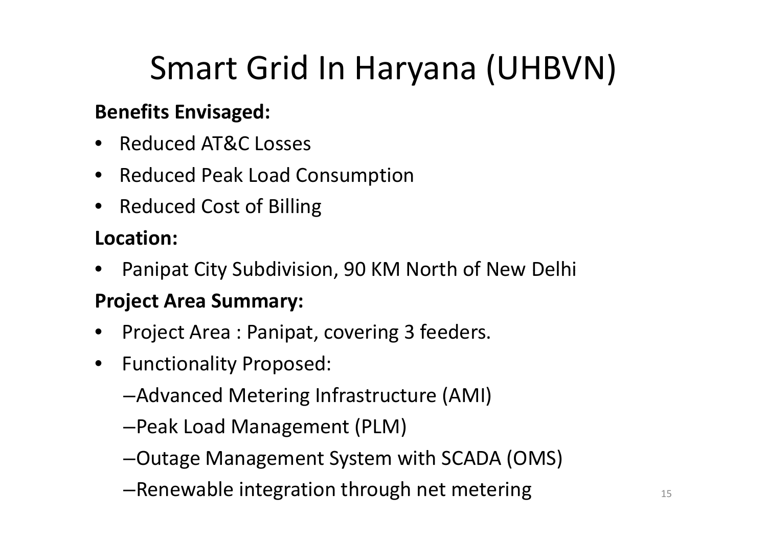# Smart Grid In Haryana (UHBVN)

**Benefits Envisaged:**

- Reduced AT&C Losses
- Reduced Peak Load Consumption
- Reduced Cost of Billing

**Location:**

- Panipat City Subdivision, 90 KM North of New Delhi

**Project Area Summary:**

- Project Area : Panipat, covering 3 feeders.
- Functionality Proposed:
  - Advanced Metering Infrastructure (AMI)
  - Peak Load Management (PLM)
  - Outage Management System with SCADA (OMS)
  - Renewable integration through net metering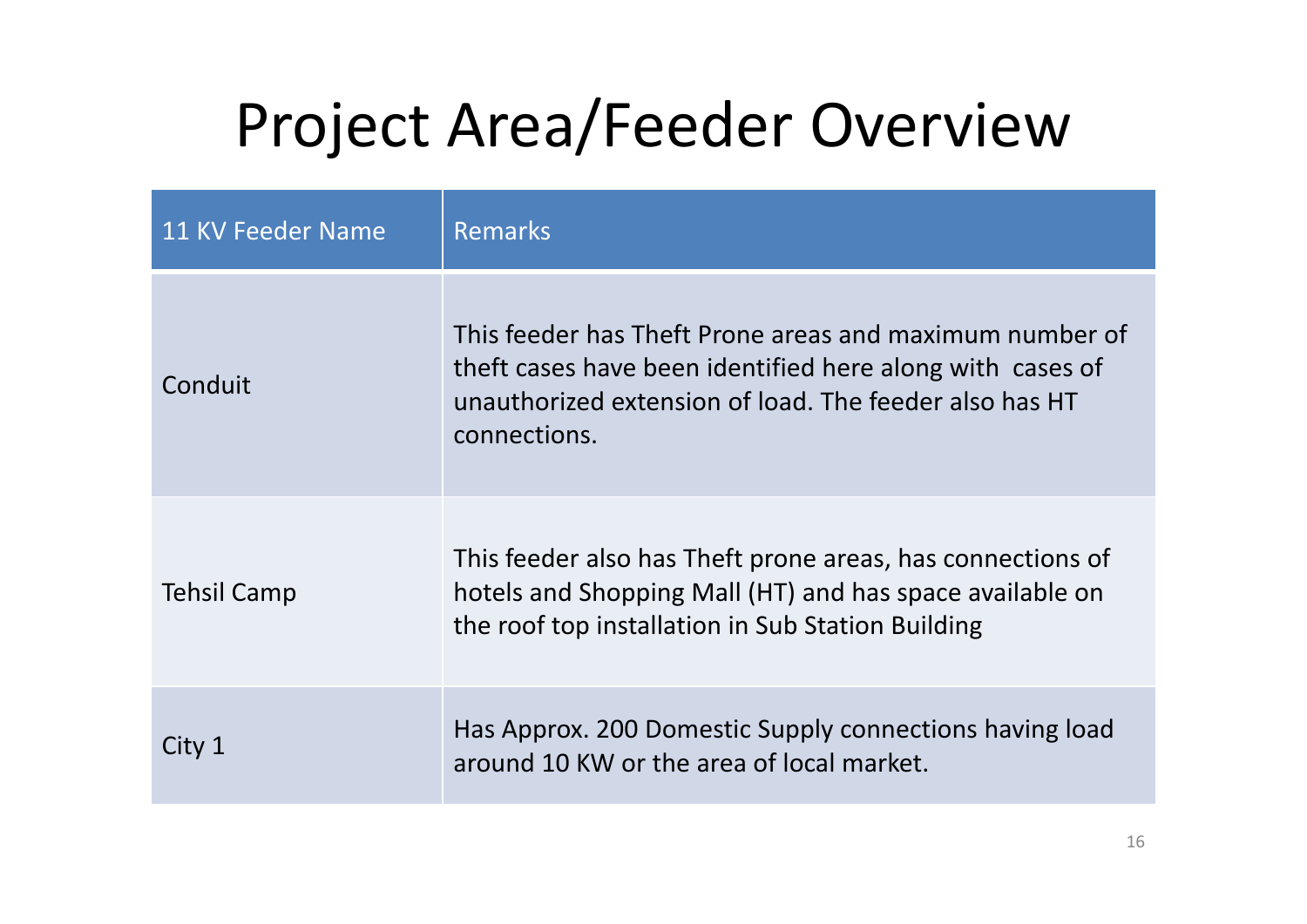# Project Area/Feeder Overview

| 11 KV Feeder Name | Remarks |
| --- | --- |
| Conduit | This feeder has Theft Prone areas and maximum number of theft cases have been identified here along with  cases of unauthorized extension of load. The feeder also has HT connections. |
| Tehsil Camp | This feeder also has Theft prone areas, has connections of hotels and Shopping Mall (HT) and has space available on the roof top installation in Sub Station Building |
| City 1 | Has Approx. 200 Domestic Supply connections having load around 10 KW or the area of local market. |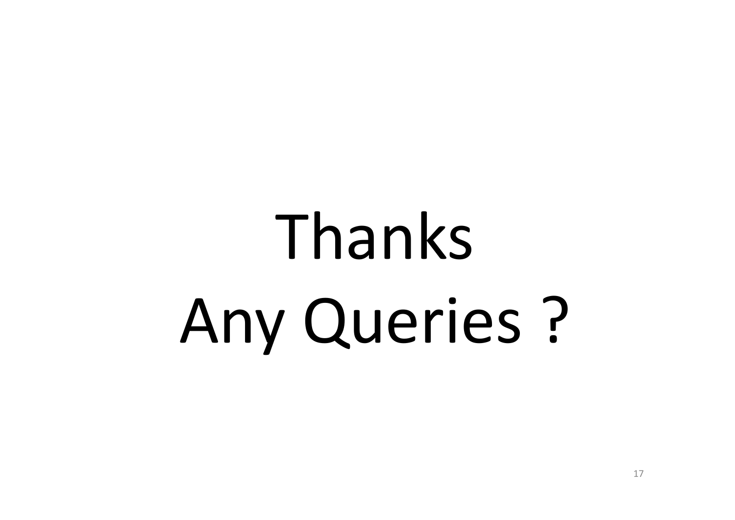# Thanks
# Any Queries ?